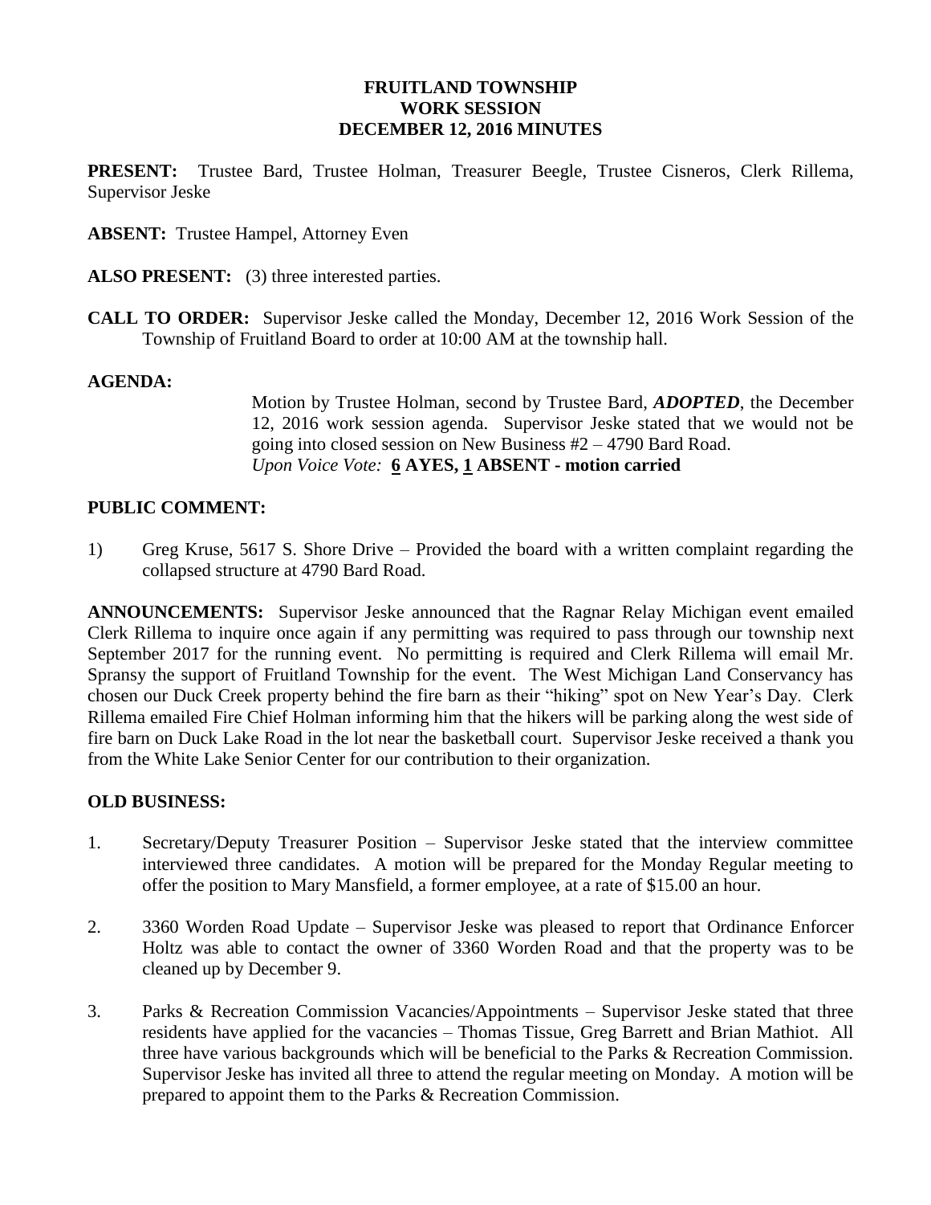**FRUITLAND TOWNSHIP**
**WORK SESSION**
**DECEMBER 12, 2016 MINUTES**

**PRESENT:** Trustee Bard, Trustee Holman, Treasurer Beegle, Trustee Cisneros, Clerk Rillema, Supervisor Jeske

**ABSENT:** Trustee Hampel, Attorney Even

**ALSO PRESENT:** (3) three interested parties.

**CALL TO ORDER:** Supervisor Jeske called the Monday, December 12, 2016 Work Session of the Township of Fruitland Board to order at 10:00 AM at the township hall.

**AGENDA:**

Motion by Trustee Holman, second by Trustee Bard, ***ADOPTED***, the December 12, 2016 work session agenda. Supervisor Jeske stated that we would not be going into closed session on New Business #2 – 4790 Bard Road.
*Upon Voice Vote:* **6 AYES, 1 ABSENT - motion carried**

**PUBLIC COMMENT:**

1) Greg Kruse, 5617 S. Shore Drive – Provided the board with a written complaint regarding the collapsed structure at 4790 Bard Road.

**ANNOUNCEMENTS:** Supervisor Jeske announced that the Ragnar Relay Michigan event emailed Clerk Rillema to inquire once again if any permitting was required to pass through our township next September 2017 for the running event. No permitting is required and Clerk Rillema will email Mr. Spransy the support of Fruitland Township for the event. The West Michigan Land Conservancy has chosen our Duck Creek property behind the fire barn as their "hiking" spot on New Year's Day. Clerk Rillema emailed Fire Chief Holman informing him that the hikers will be parking along the west side of fire barn on Duck Lake Road in the lot near the basketball court. Supervisor Jeske received a thank you from the White Lake Senior Center for our contribution to their organization.

**OLD BUSINESS:**

1. Secretary/Deputy Treasurer Position – Supervisor Jeske stated that the interview committee interviewed three candidates. A motion will be prepared for the Monday Regular meeting to offer the position to Mary Mansfield, a former employee, at a rate of $15.00 an hour.

2. 3360 Worden Road Update – Supervisor Jeske was pleased to report that Ordinance Enforcer Holtz was able to contact the owner of 3360 Worden Road and that the property was to be cleaned up by December 9.

3. Parks & Recreation Commission Vacancies/Appointments – Supervisor Jeske stated that three residents have applied for the vacancies – Thomas Tissue, Greg Barrett and Brian Mathiot. All three have various backgrounds which will be beneficial to the Parks & Recreation Commission. Supervisor Jeske has invited all three to attend the regular meeting on Monday. A motion will be prepared to appoint them to the Parks & Recreation Commission.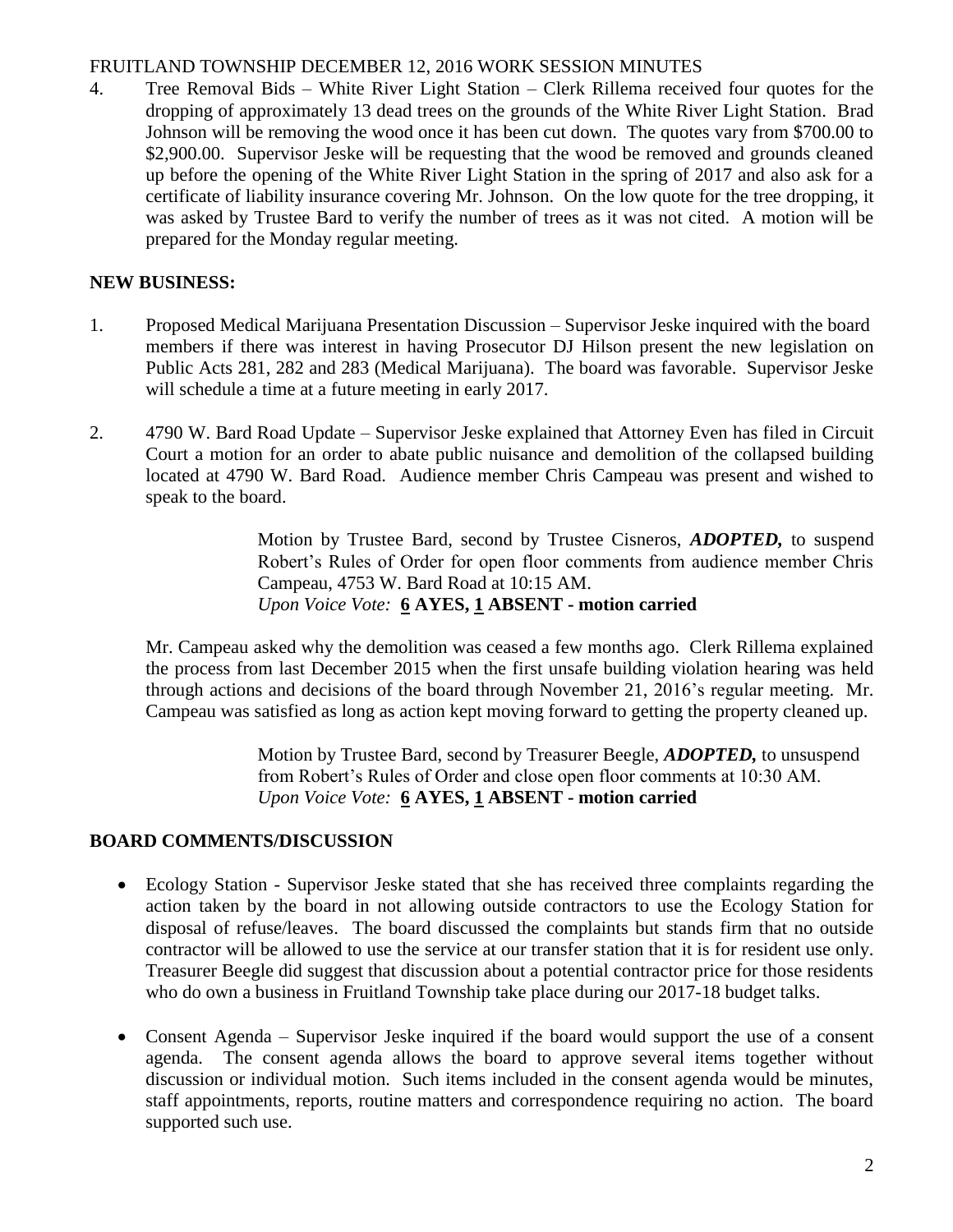4. Tree Removal Bids – White River Light Station – Clerk Rillema received four quotes for the dropping of approximately 13 dead trees on the grounds of the White River Light Station. Brad Johnson will be removing the wood once it has been cut down. The quotes vary from $700.00 to $2,900.00. Supervisor Jeske will be requesting that the wood be removed and grounds cleaned up before the opening of the White River Light Station in the spring of 2017 and also ask for a certificate of liability insurance covering Mr. Johnson. On the low quote for the tree dropping, it was asked by Trustee Bard to verify the number of trees as it was not cited. A motion will be prepared for the Monday regular meeting.

## NEW BUSINESS:

1. Proposed Medical Marijuana Presentation Discussion – Supervisor Jeske inquired with the board members if there was interest in having Prosecutor DJ Hilson present the new legislation on Public Acts 281, 282 and 283 (Medical Marijuana). The board was favorable. Supervisor Jeske will schedule a time at a future meeting in early 2017.

2. 4790 W. Bard Road Update – Supervisor Jeske explained that Attorney Even has filed in Circuit Court a motion for an order to abate public nuisance and demolition of the collapsed building located at 4790 W. Bard Road. Audience member Chris Campeau was present and wished to speak to the board.

   > Motion by Trustee Bard, second by Trustee Cisneros, ***ADOPTED,*** to suspend Robert's Rules of Order for open floor comments from audience member Chris Campeau, 4753 W. Bard Road at 10:15 AM.
   > *Upon Voice Vote:* **6 AYES, 1 ABSENT - motion carried**

   Mr. Campeau asked why the demolition was ceased a few months ago. Clerk Rillema explained the process from last December 2015 when the first unsafe building violation hearing was held through actions and decisions of the board through November 21, 2016's regular meeting. Mr. Campeau was satisfied as long as action kept moving forward to getting the property cleaned up.

   > Motion by Trustee Bard, second by Treasurer Beegle, ***ADOPTED,*** to unsuspend from Robert's Rules of Order and close open floor comments at 10:30 AM.
   > *Upon Voice Vote:* **6 AYES, 1 ABSENT - motion carried**

## BOARD COMMENTS/DISCUSSION

- Ecology Station - Supervisor Jeske stated that she has received three complaints regarding the action taken by the board in not allowing outside contractors to use the Ecology Station for disposal of refuse/leaves. The board discussed the complaints but stands firm that no outside contractor will be allowed to use the service at our transfer station that it is for resident use only. Treasurer Beegle did suggest that discussion about a potential contractor price for those residents who do own a business in Fruitland Township take place during our 2017-18 budget talks.

- Consent Agenda – Supervisor Jeske inquired if the board would support the use of a consent agenda. The consent agenda allows the board to approve several items together without discussion or individual motion. Such items included in the consent agenda would be minutes, staff appointments, reports, routine matters and correspondence requiring no action. The board supported such use.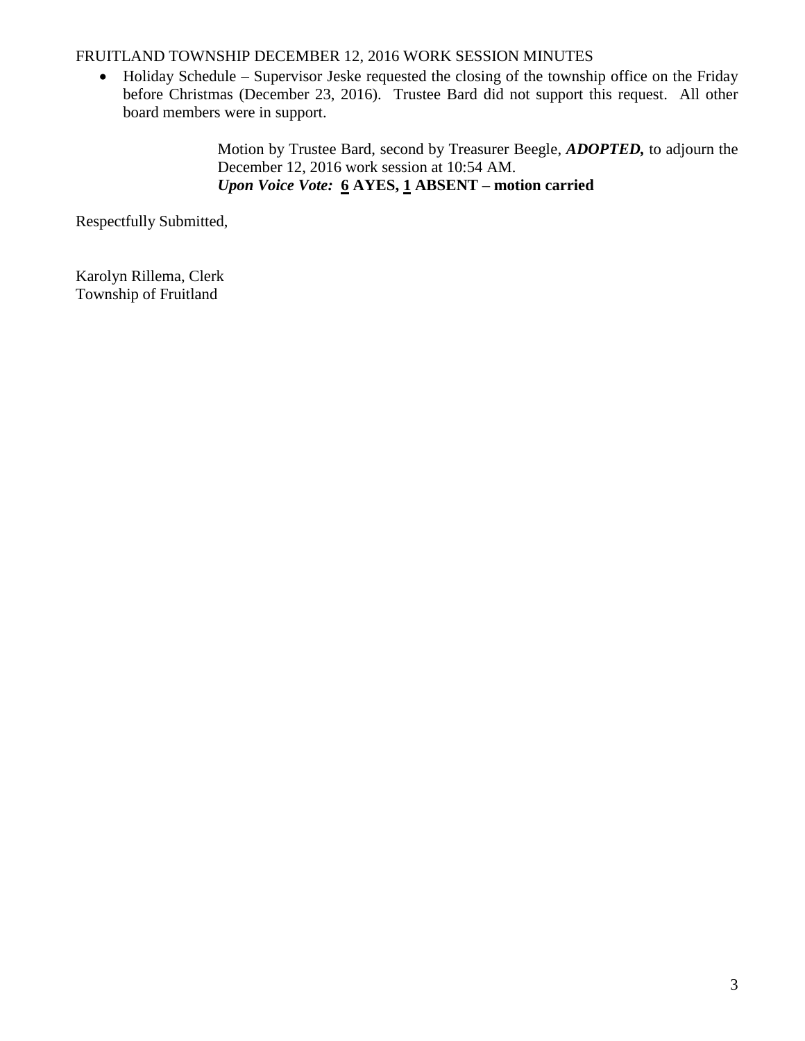- Holiday Schedule – Supervisor Jeske requested the closing of the township office on the Friday before Christmas (December 23, 2016). Trustee Bard did not support this request. All other board members were in support.

> Motion by Trustee Bard, second by Treasurer Beegle, ***ADOPTED,*** to adjourn the December 12, 2016 work session at 10:54 AM.
> ***Upon Voice Vote:*** **6 AYES, 1 ABSENT – motion carried**

Respectfully Submitted,

Karolyn Rillema, Clerk
Township of Fruitland